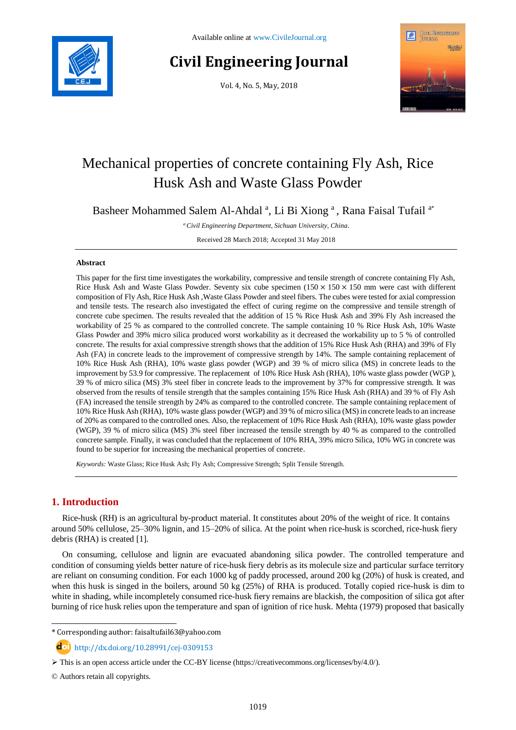# Mechanical properties of concrete containing Fly Ash, Rice Husk Ash and Waste Glass Powder

Basheer Mohammed Salem Al-Ahdal [a], Li Bi Xiong [a], Rana Faisal Tufail [a*]

[a] *Civil Engineering Department, Sichuan University, China.*

Received 28 March 2018; Accepted 31 May 2018

## Abstract

This paper for the first time investigates the workability, compressive and tensile strength of concrete containing Fly Ash, Rice Husk Ash and Waste Glass Powder. Seventy six cube specimen (150 × 150 × 150 mm were cast with different composition of Fly Ash, Rice Husk Ash ,Waste Glass Powder and steel fibers. The cubes were tested for axial compression and tensile tests. The research also investigated the effect of curing regime on the compressive and tensile strength of concrete cube specimen. The results revealed that the addition of 15 % Rice Husk Ash and 39% Fly Ash increased the workability of 25 % as compared to the controlled concrete. The sample containing 10 % Rice Husk Ash, 10% Waste Glass Powder and 39% micro silica produced worst workability as it decreased the workability up to 5 % of controlled concrete. The results for axial compressive strength shows that the addition of 15% Rice Husk Ash (RHA) and 39% of Fly Ash (FA) in concrete leads to the improvement of compressive strength by 14%. The sample containing replacement of 10% Rice Husk Ash (RHA), 10% waste glass powder (WGP) and 39 % of micro silica (MS) in concrete leads to the improvement by 53.9 for compressive. The replacement of 10% Rice Husk Ash (RHA), 10% waste glass powder (WGP ), 39 % of micro silica (MS) 3% steel fiber in concrete leads to the improvement by 37% for compressive strength. It was observed from the results of tensile strength that the samples containing 15% Rice Husk Ash (RHA) and 39 % of Fly Ash (FA) increased the tensile strength by 24% as compared to the controlled concrete. The sample containing replacement of 10% Rice Husk Ash (RHA), 10% waste glass powder (WGP) and 39 % of micro silica (MS) in concrete leads to an increase of 20% as compared to the controlled ones. Also, the replacement of 10% Rice Husk Ash (RHA), 10% waste glass powder (WGP), 39 % of micro silica (MS) 3% steel fiber increased the tensile strength by 40 % as compared to the controlled concrete sample. Finally, it was concluded that the replacement of 10% RHA, 39% micro Silica, 10% WG in concrete was found to be superior for increasing the mechanical properties of concrete.

*Keywords:* Waste Glass; Rice Husk Ash; Fly Ash; Compressive Strength; Split Tensile Strength.

## 1. Introduction

Rice-husk (RH) is an agricultural by-product material. It constitutes about 20% of the weight of rice. It contains around 50% cellulose, 25–30% lignin, and 15–20% of silica. At the point when rice-husk is scorched, rice-husk fiery debris (RHA) is created [1].

On consuming, cellulose and lignin are evacuated abandoning silica powder. The controlled temperature and condition of consuming yields better nature of rice-husk fiery debris as its molecule size and particular surface territory are reliant on consuming condition. For each 1000 kg of paddy processed, around 200 kg (20%) of husk is created, and when this husk is singed in the boilers, around 50 kg (25%) of RHA is produced. Totally copied rice-husk is dim to white in shading, while incompletely consumed rice-husk fiery remains are blackish, the composition of silica got after burning of rice husk relies upon the temperature and span of ignition of rice husk. Mehta (1979) proposed that basically

---

* Corresponding author: faisaltufail63@yahoo.com

http://dx.doi.org/10.28991/cej-0309153

➢ This is an open access article under the CC-BY license (https://creativecommons.org/licenses/by/4.0/).

© Authors retain all copyrights.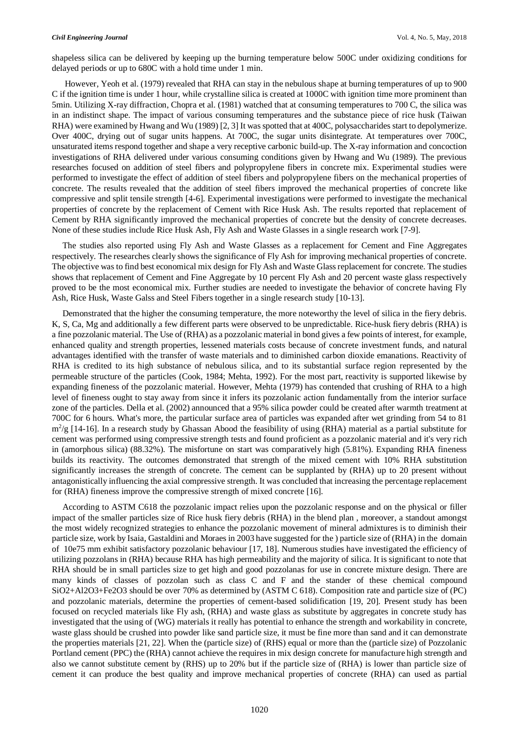shapeless silica can be delivered by keeping up the burning temperature below 500C under oxidizing conditions for delayed periods or up to 680C with a hold time under 1 min.

However, Yeoh et al. (1979) revealed that RHA can stay in the nebulous shape at burning temperatures of up to 900 C if the ignition time is under 1 hour, while crystalline silica is created at 1000C with ignition time more prominent than 5min. Utilizing X-ray diffraction, Chopra et al. (1981) watched that at consuming temperatures to 700 C, the silica was in an indistinct shape. The impact of various consuming temperatures and the substance piece of rice husk (Taiwan RHA) were examined by Hwang and Wu (1989) [2, 3] It was spotted that at 400C, polysaccharides start to depolymerize. Over 400C, drying out of sugar units happens. At 700C, the sugar units disintegrate. At temperatures over 700C, unsaturated items respond together and shape a very receptive carbonic build-up. The X-ray information and concoction investigations of RHA delivered under various consuming conditions given by Hwang and Wu (1989). The previous researches focused on addition of steel fibers and polypropylene fibers in concrete mix. Experimental studies were performed to investigate the effect of addition of steel fibers and polypropylene fibers on the mechanical properties of concrete. The results revealed that the addition of steel fibers improved the mechanical properties of concrete like compressive and split tensile strength [4-6]. Experimental investigations were performed to investigate the mechanical properties of concrete by the replacement of Cement with Rice Husk Ash. The results reported that replacement of Cement by RHA significantly improved the mechanical properties of concrete but the density of concrete decreases. None of these studies include Rice Husk Ash, Fly Ash and Waste Glasses in a single research work [7-9].

The studies also reported using Fly Ash and Waste Glasses as a replacement for Cement and Fine Aggregates respectively. The researches clearly shows the significance of Fly Ash for improving mechanical properties of concrete. The objective was to find best economical mix design for Fly Ash and Waste Glass replacement for concrete. The studies shows that replacement of Cement and Fine Aggregate by 10 percent Fly Ash and 20 percent waste glass respectively proved to be the most economical mix. Further studies are needed to investigate the behavior of concrete having Fly Ash, Rice Husk, Waste Galss and Steel Fibers together in a single research study [10-13].

Demonstrated that the higher the consuming temperature, the more noteworthy the level of silica in the fiery debris. K, S, Ca, Mg and additionally a few different parts were observed to be unpredictable. Rice-husk fiery debris (RHA) is a fine pozzolanic material. The Use of (RHA) as a pozzolanic material in bond gives a few points of interest, for example, enhanced quality and strength properties, lessened materials costs because of concrete investment funds, and natural advantages identified with the transfer of waste materials and to diminished carbon dioxide emanations. Reactivity of RHA is credited to its high substance of nebulous silica, and to its substantial surface region represented by the permeable structure of the particles (Cook, 1984; Mehta, 1992). For the most part, reactivity is supported likewise by expanding fineness of the pozzolanic material. However, Mehta (1979) has contended that crushing of RHA to a high level of fineness ought to stay away from since it infers its pozzolanic action fundamentally from the interior surface zone of the particles. Della et al. (2002) announced that a 95% silica powder could be created after warmth treatment at 700C for 6 hours. What's more, the particular surface area of particles was expanded after wet grinding from 54 to 81 $m^2/g$ [14-16]. In a research study by Ghassan Abood the feasibility of using (RHA) material as a partial substitute for cement was performed using compressive strength tests and found proficient as a pozzolanic material and it's very rich in (amorphous silica) (88.32%). The misfortune on start was comparatively high (5.81%). Expanding RHA fineness builds its reactivity. The outcomes demonstrated that strength of the mixed cement with 10% RHA substitution significantly increases the strength of concrete. The cement can be supplanted by (RHA) up to 20 present without antagonistically influencing the axial compressive strength. It was concluded that increasing the percentage replacement for (RHA) fineness improve the compressive strength of mixed concrete [16].

According to ASTM C618 the pozzolanic impact relies upon the pozzolanic response and on the physical or filler impact of the smaller particles size of Rice husk fiery debris (RHA) in the blend plan , moreover, a standout amongst the most widely recognized strategies to enhance the pozzolanic movement of mineral admixtures is to diminish their particle size, work by Isaia, Gastaldini and Moraes in 2003 have suggested for the ) particle size of (RHA) in the domain of 10e75 mm exhibit satisfactory pozzolanic behaviour [17, 18]. Numerous studies have investigated the efficiency of utilizing pozzolans in (RHA) because RHA has high permeability and the majority of silica. It is significant to note that RHA should be in small particles size to get high and good pozzolanas for use in concrete mixture design. There are many kinds of classes of pozzolan such as class C and F and the stander of these chemical compound $SiO_2+Al_2O_3+Fe_2O_3$ should be over 70% as determined by (ASTM C 618). Composition rate and particle size of (PC) and pozzolanic materials, determine the properties of cement-based solidification [19, 20]. Present study has been focused on recycled materials like Fly ash, (RHA) and waste glass as substitute by aggregates in concrete study has investigated that the using of (WG) materials it really has potential to enhance the strength and workability in concrete, waste glass should be crushed into powder like sand particle size, it must be fine more than sand and it can demonstrate the properties materials [21, 22]. When the (particle size) of (RHS) equal or more than the (particle size) of Pozzolanic Portland cement (PPC) the (RHA) cannot achieve the requires in mix design concrete for manufacture high strength and also we cannot substitute cement by (RHS) up to 20% but if the particle size of (RHA) is lower than particle size of cement it can produce the best quality and improve mechanical properties of concrete (RHA) can used as partial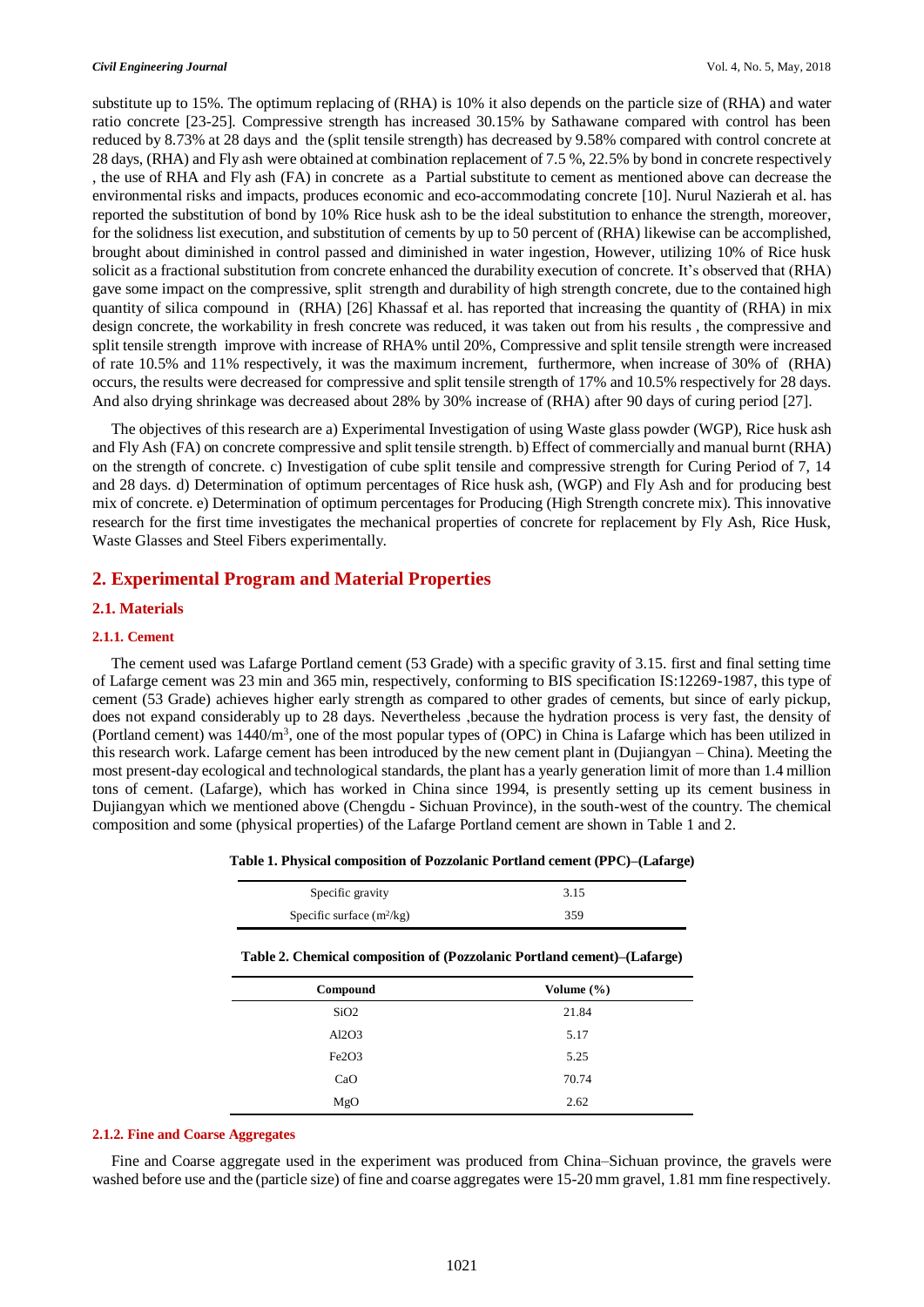substitute up to 15%. The optimum replacing of (RHA) is 10% it also depends on the particle size of (RHA) and water ratio concrete [23-25]. Compressive strength has increased 30.15% by Sathawane compared with control has been reduced by 8.73% at 28 days and the (split tensile strength) has decreased by 9.58% compared with control concrete at 28 days, (RHA) and Fly ash were obtained at combination replacement of 7.5 %, 22.5% by bond in concrete respectively , the use of RHA and Fly ash (FA) in concrete as a Partial substitute to cement as mentioned above can decrease the environmental risks and impacts, produces economic and eco-accommodating concrete [10]. Nurul Nazierah et al. has reported the substitution of bond by 10% Rice husk ash to be the ideal substitution to enhance the strength, moreover, for the solidness list execution, and substitution of cements by up to 50 percent of (RHA) likewise can be accomplished, brought about diminished in control passed and diminished in water ingestion, However, utilizing 10% of Rice husk solicit as a fractional substitution from concrete enhanced the durability execution of concrete. It's observed that (RHA) gave some impact on the compressive, split strength and durability of high strength concrete, due to the contained high quantity of silica compound in (RHA) [26] Khassaf et al. has reported that increasing the quantity of (RHA) in mix design concrete, the workability in fresh concrete was reduced, it was taken out from his results , the compressive and split tensile strength improve with increase of RHA% until 20%, Compressive and split tensile strength were increased of rate 10.5% and 11% respectively, it was the maximum increment, furthermore, when increase of 30% of (RHA) occurs, the results were decreased for compressive and split tensile strength of 17% and 10.5% respectively for 28 days. And also drying shrinkage was decreased about 28% by 30% increase of (RHA) after 90 days of curing period [27].

The objectives of this research are a) Experimental Investigation of using Waste glass powder (WGP), Rice husk ash and Fly Ash (FA) on concrete compressive and split tensile strength. b) Effect of commercially and manual burnt (RHA) on the strength of concrete. c) Investigation of cube split tensile and compressive strength for Curing Period of 7, 14 and 28 days. d) Determination of optimum percentages of Rice husk ash, (WGP) and Fly Ash and for producing best mix of concrete. e) Determination of optimum percentages for Producing (High Strength concrete mix). This innovative research for the first time investigates the mechanical properties of concrete for replacement by Fly Ash, Rice Husk, Waste Glasses and Steel Fibers experimentally.

## 2. Experimental Program and Material Properties

### 2.1. Materials

#### 2.1.1. Cement

The cement used was Lafarge Portland cement (53 Grade) with a specific gravity of 3.15. first and final setting time of Lafarge cement was 23 min and 365 min, respectively, conforming to BIS specification IS:12269-1987, this type of cement (53 Grade) achieves higher early strength as compared to other grades of cements, but since of early pickup, does not expand considerably up to 28 days. Nevertheless ,because the hydration process is very fast, the density of (Portland cement) was 1440/m$^3$, one of the most popular types of (OPC) in China is Lafarge which has been utilized in this research work. Lafarge cement has been introduced by the new cement plant in (Dujiangyan – China). Meeting the most present-day ecological and technological standards, the plant has a yearly generation limit of more than 1.4 million tons of cement. (Lafarge), which has worked in China since 1994, is presently setting up its cement business in Dujiangyan which we mentioned above (Chengdu - Sichuan Province), in the south-west of the country. The chemical composition and some (physical properties) of the Lafarge Portland cement are shown in Table 1 and 2.

**Table 1. Physical composition of Pozzolanic Portland cement (PPC)–(Lafarge)**

| | |
|---|---|
| Specific gravity | 3.15 |
| Specific surface (m$^2$/kg) | 359 |

**Table 2. Chemical composition of (Pozzolanic Portland cement)–(Lafarge)**

| Compound | Volume (%) |
|---|---|
| $SiO_2$ | 21.84 |
| $Al_2O_3$ | 5.17 |
| $Fe_2O_3$ | 5.25 |
| CaO | 70.74 |
| MgO | 2.62 |

#### 2.1.2. Fine and Coarse Aggregates

Fine and Coarse aggregate used in the experiment was produced from China–Sichuan province, the gravels were washed before use and the (particle size) of fine and coarse aggregates were 15-20 mm gravel, 1.81 mm fine respectively.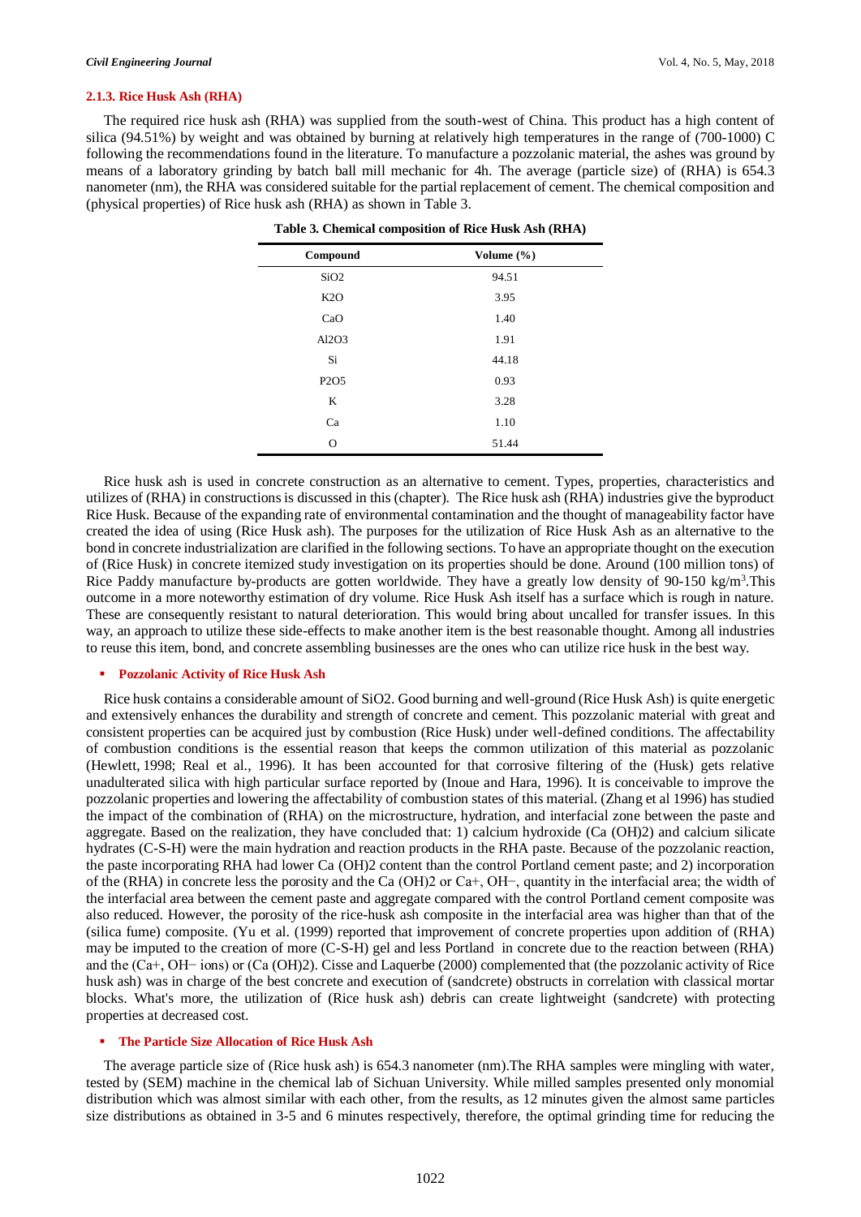#### 2.1.3. Rice Husk Ash (RHA)

The required rice husk ash (RHA) was supplied from the south-west of China. This product has a high content of silica (94.51%) by weight and was obtained by burning at relatively high temperatures in the range of (700-1000) C following the recommendations found in the literature. To manufacture a pozzolanic material, the ashes was ground by means of a laboratory grinding by batch ball mill mechanic for 4h. The average (particle size) of (RHA) is 654.3 nanometer (nm), the RHA was considered suitable for the partial replacement of cement. The chemical composition and (physical properties) of Rice husk ash (RHA) as shown in Table 3.

**Table 3. Chemical composition of Rice Husk Ash (RHA)**

| Compound | Volume (%) |
|---|---|
| $SiO_2$ | 94.51 |
| $K_2O$ | 3.95 |
| CaO | 1.40 |
| $Al_2O_3$ | 1.91 |
| Si | 44.18 |
| $P_2O_5$ | 0.93 |
| K | 3.28 |
| Ca | 1.10 |
| O | 51.44 |

Rice husk ash is used in concrete construction as an alternative to cement. Types, properties, characteristics and utilizes of (RHA) in constructions is discussed in this (chapter). The Rice husk ash (RHA) industries give the byproduct Rice Husk. Because of the expanding rate of environmental contamination and the thought of manageability factor have created the idea of using (Rice Husk ash). The purposes for the utilization of Rice Husk Ash as an alternative to the bond in concrete industrialization are clarified in the following sections. To have an appropriate thought on the execution of (Rice Husk) in concrete itemized study investigation on its properties should be done. Around (100 million tons) of Rice Paddy manufacture by-products are gotten worldwide. They have a greatly low density of 90-150 $kg/m^3$.This outcome in a more noteworthy estimation of dry volume. Rice Husk Ash itself has a surface which is rough in nature. These are consequently resistant to natural deterioration. This would bring about uncalled for transfer issues. In this way, an approach to utilize these side-effects to make another item is the best reasonable thought. Among all industries to reuse this item, bond, and concrete assembling businesses are the ones who can utilize rice husk in the best way.

- **Pozzolanic Activity of Rice Husk Ash**

Rice husk contains a considerable amount of $SiO_2$. Good burning and well-ground (Rice Husk Ash) is quite energetic and extensively enhances the durability and strength of concrete and cement. This pozzolanic material with great and consistent properties can be acquired just by combustion (Rice Husk) under well-defined conditions. The affectability of combustion conditions is the essential reason that keeps the common utilization of this material as pozzolanic (Hewlett, 1998; Real et al., 1996). It has been accounted for that corrosive filtering of the (Husk) gets relative unadulterated silica with high particular surface reported by (Inoue and Hara, 1996). It is conceivable to improve the pozzolanic properties and lowering the affectability of combustion states of this material. (Zhang et al 1996) has studied the impact of the combination of (RHA) on the microstructure, hydration, and interfacial zone between the paste and aggregate. Based on the realization, they have concluded that: 1) calcium hydroxide (Ca $(OH)_2$) and calcium silicate hydrates (C-S-H) were the main hydration and reaction products in the RHA paste. Because of the pozzolanic reaction, the paste incorporating RHA had lower Ca $(OH)_2$ content than the control Portland cement paste; and 2) incorporation of the (RHA) in concrete less the porosity and the Ca $(OH)_2$ or $Ca^+$, $OH^-$, quantity in the interfacial area; the width of the interfacial area between the cement paste and aggregate compared with the control Portland cement composite was also reduced. However, the porosity of the rice-husk ash composite in the interfacial area was higher than that of the (silica fume) composite. (Yu et al. (1999) reported that improvement of concrete properties upon addition of (RHA) may be imputed to the creation of more (C-S-H) gel and less Portland in concrete due to the reaction between (RHA) and the ($Ca^+$, $OH^-$ ions) or (Ca $(OH)_2$). Cisse and Laquerbe (2000) complemented that (the pozzolanic activity of Rice husk ash) was in charge of the best concrete and execution of (sandcrete) obstructs in correlation with classical mortar blocks. What's more, the utilization of (Rice husk ash) debris can create lightweight (sandcrete) with protecting properties at decreased cost.

- **The Particle Size Allocation of Rice Husk Ash**

The average particle size of (Rice husk ash) is 654.3 nanometer (nm).The RHA samples were mingling with water, tested by (SEM) machine in the chemical lab of Sichuan University. While milled samples presented only monomial distribution which was almost similar with each other, from the results, as 12 minutes given the almost same particles size distributions as obtained in 3-5 and 6 minutes respectively, therefore, the optimal grinding time for reducing the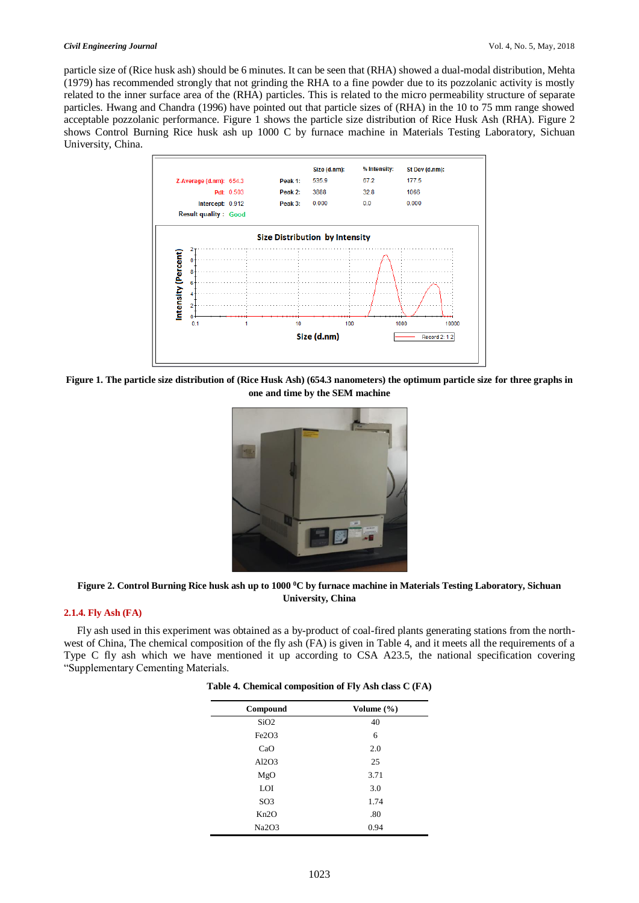particle size of (Rice husk ash) should be 6 minutes. It can be seen that (RHA) showed a dual-modal distribution, Mehta (1979) has recommended strongly that not grinding the RHA to a fine powder due to its pozzolanic activity is mostly related to the inner surface area of the (RHA) particles. This is related to the micro permeability structure of separate particles. Hwang and Chandra (1996) have pointed out that particle sizes of (RHA) in the 10 to 75 mm range showed acceptable pozzolanic performance. Figure 1 shows the particle size distribution of Rice Husk Ash (RHA). Figure 2 shows Control Burning Rice husk ash up 1000 C by furnace machine in Materials Testing Laboratory, Sichuan University, China.

**Figure 1. The particle size distribution of (Rice Husk Ash) (654.3 nanometers) the optimum particle size for three graphs in one and time by the SEM machine**

**Figure 2. Control Burning Rice husk ash up to 1000 $^0$C by furnace machine in Materials Testing Laboratory, Sichuan University, China**

### 2.1.4. Fly Ash (FA)

Fly ash used in this experiment was obtained as a by-product of coal-fired plants generating stations from the north-west of China, The chemical composition of the fly ash (FA) is given in Table 4, and it meets all the requirements of a Type C fly ash which we have mentioned it up according to CSA A23.5, the national specification covering "Supplementary Cementing Materials.

**Table 4. Chemical composition of Fly Ash class C (FA)**

| Compound | Volume (%) |
|---|---|
| SiO2 | 40 |
| Fe2O3 | 6 |
| CaO | 2.0 |
| Al2O3 | 25 |
| MgO | 3.71 |
| LOI | 3.0 |
| SO3 | 1.74 |
| Kn2O | .80 |
| Na2O3 | 0.94 |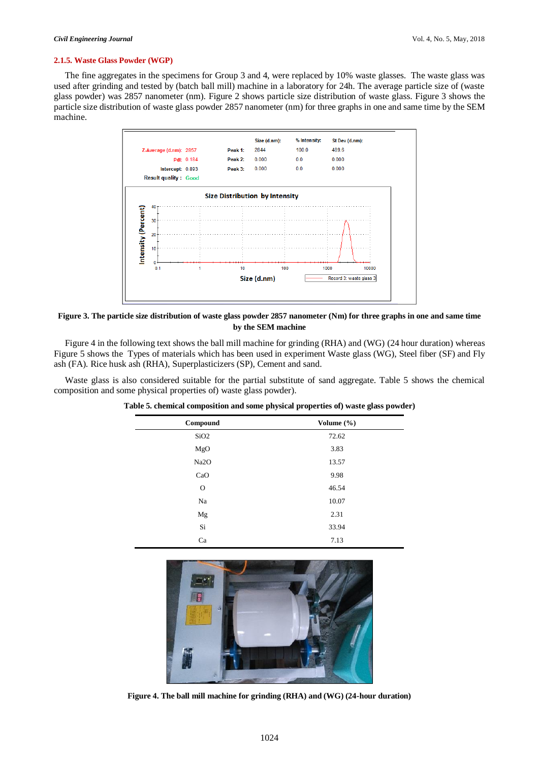#### 2.1.5. Waste Glass Powder (WGP)

The fine aggregates in the specimens for Group 3 and 4, were replaced by 10% waste glasses. The waste glass was used after grinding and tested by (batch ball mill) machine in a laboratory for 24h. The average particle size of (waste glass powder) was 2857 nanometer (nm). Figure 2 shows particle size distribution of waste glass. Figure 3 shows the particle size distribution of waste glass powder 2857 nanometer (nm) for three graphs in one and same time by the SEM machine.

**Figure 3. The particle size distribution of waste glass powder 2857 nanometer (Nm) for three graphs in one and same time by the SEM machine**

Figure 4 in the following text shows the ball mill machine for grinding (RHA) and (WG) (24 hour duration) whereas Figure 5 shows the Types of materials which has been used in experiment Waste glass (WG), Steel fiber (SF) and Fly ash (FA). Rice husk ash (RHA), Superplasticizers (SP), Cement and sand.

Waste glass is also considered suitable for the partial substitute of sand aggregate. Table 5 shows the chemical composition and some physical properties of) waste glass powder).

**Table 5. chemical composition and some physical properties of) waste glass powder)**

| Compound | Volume (%) |
|---|---|
| SiO2 | 72.62 |
| MgO | 3.83 |
| Na2O | 13.57 |
| CaO | 9.98 |
| O | 46.54 |
| Na | 10.07 |
| Mg | 2.31 |
| Si | 33.94 |
| Ca | 7.13 |

**Figure 4. The ball mill machine for grinding (RHA) and (WG) (24-hour duration)**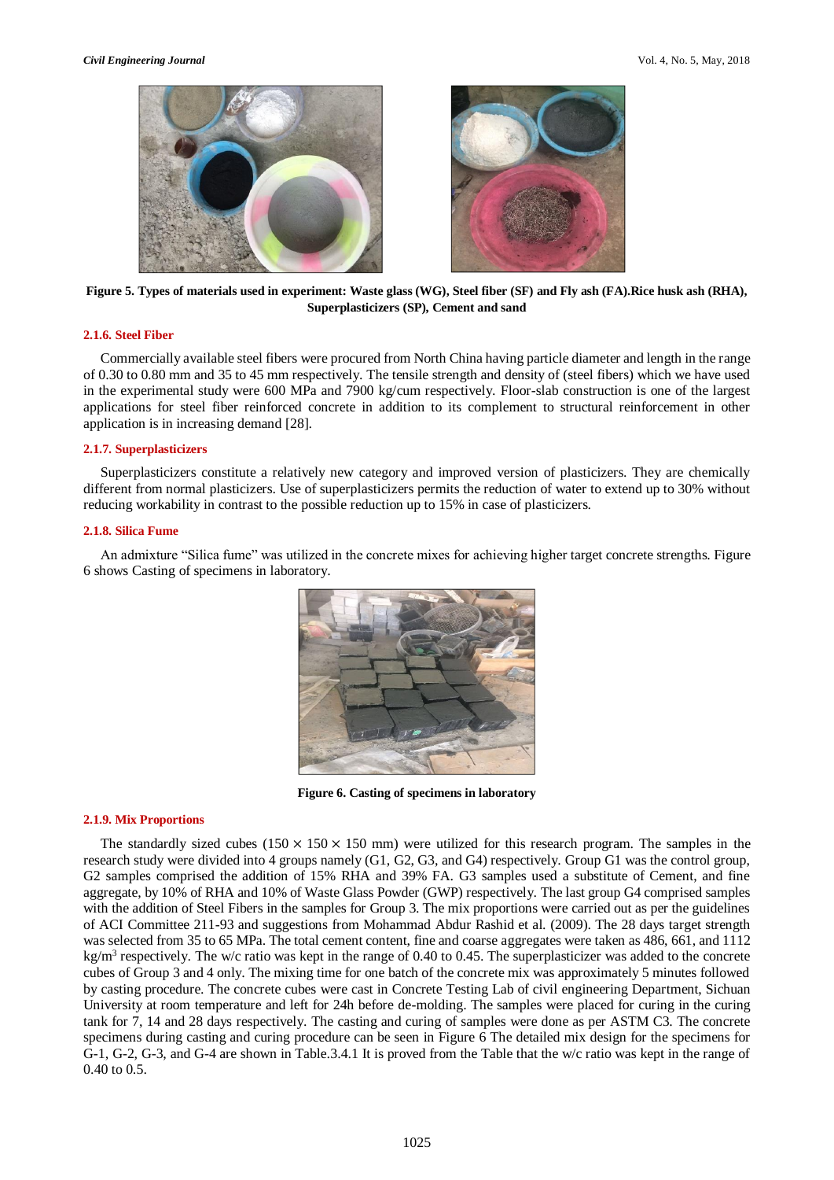**Figure 5. Types of materials used in experiment: Waste glass (WG), Steel fiber (SF) and Fly ash (FA).Rice husk ash (RHA), Superplasticizers (SP), Cement and sand**

### 2.1.6. Steel Fiber

Commercially available steel fibers were procured from North China having particle diameter and length in the range of 0.30 to 0.80 mm and 35 to 45 mm respectively. The tensile strength and density of (steel fibers) which we have used in the experimental study were 600 MPa and 7900 kg/cum respectively. Floor-slab construction is one of the largest applications for steel fiber reinforced concrete in addition to its complement to structural reinforcement in other application is in increasing demand [28].

### 2.1.7. Superplasticizers

Superplasticizers constitute a relatively new category and improved version of plasticizers. They are chemically different from normal plasticizers. Use of superplasticizers permits the reduction of water to extend up to 30% without reducing workability in contrast to the possible reduction up to 15% in case of plasticizers.

### 2.1.8. Silica Fume

An admixture "Silica fume" was utilized in the concrete mixes for achieving higher target concrete strengths. Figure 6 shows Casting of specimens in laboratory.

**Figure 6. Casting of specimens in laboratory**

### 2.1.9. Mix Proportions

The standardly sized cubes (150 × 150 × 150 mm) were utilized for this research program. The samples in the research study were divided into 4 groups namely (G1, G2, G3, and G4) respectively. Group G1 was the control group, G2 samples comprised the addition of 15% RHA and 39% FA. G3 samples used a substitute of Cement, and fine aggregate, by 10% of RHA and 10% of Waste Glass Powder (GWP) respectively. The last group G4 comprised samples with the addition of Steel Fibers in the samples for Group 3. The mix proportions were carried out as per the guidelines of ACI Committee 211-93 and suggestions from Mohammad Abdur Rashid et al. (2009). The 28 days target strength was selected from 35 to 65 MPa. The total cement content, fine and coarse aggregates were taken as 486, 661, and 1112 kg/m$^3$ respectively. The w/c ratio was kept in the range of 0.40 to 0.45. The superplasticizer was added to the concrete cubes of Group 3 and 4 only. The mixing time for one batch of the concrete mix was approximately 5 minutes followed by casting procedure. The concrete cubes were cast in Concrete Testing Lab of civil engineering Department, Sichuan University at room temperature and left for 24h before de-molding. The samples were placed for curing in the curing tank for 7, 14 and 28 days respectively. The casting and curing of samples were done as per ASTM C3. The concrete specimens during casting and curing procedure can be seen in Figure 6 The detailed mix design for the specimens for G-1, G-2, G-3, and G-4 are shown in Table.3.4.1 It is proved from the Table that the w/c ratio was kept in the range of 0.40 to 0.5.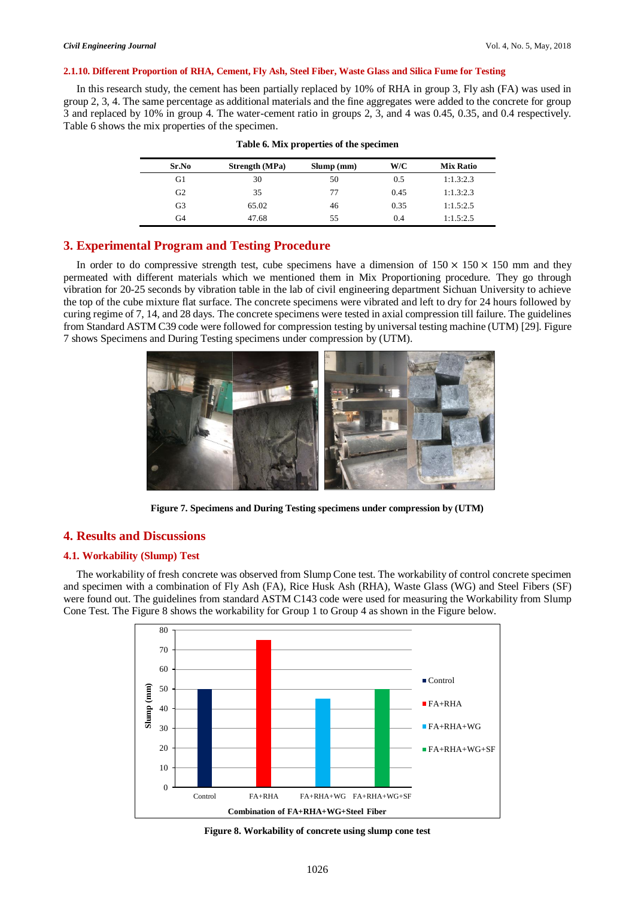#### 2.1.10. Different Proportion of RHA, Cement, Fly Ash, Steel Fiber, Waste Glass and Silica Fume for Testing

In this research study, the cement has been partially replaced by 10% of RHA in group 3, Fly ash (FA) was used in group 2, 3, 4. The same percentage as additional materials and the fine aggregates were added to the concrete for group 3 and replaced by 10% in group 4. The water-cement ratio in groups 2, 3, and 4 was 0.45, 0.35, and 0.4 respectively. Table 6 shows the mix properties of the specimen.

**Table 6. Mix properties of the specimen**

| Sr.No | Strength (MPa) | Slump (mm) | W/C | Mix Ratio |
|---|---|---|---|---|
| G1 | 30 | 50 | 0.5 | 1:1.3:2.3 |
| G2 | 35 | 77 | 0.45 | 1:1.3:2.3 |
| G3 | 65.02 | 46 | 0.35 | 1:1.5:2.5 |
| G4 | 47.68 | 55 | 0.4 | 1:1.5:2.5 |

## 3. Experimental Program and Testing Procedure

In order to do compressive strength test, cube specimens have a dimension of 150 × 150 × 150 mm and they permeated with different materials which we mentioned them in Mix Proportioning procedure. They go through vibration for 20-25 seconds by vibration table in the lab of civil engineering department Sichuan University to achieve the top of the cube mixture flat surface. The concrete specimens were vibrated and left to dry for 24 hours followed by curing regime of 7, 14, and 28 days. The concrete specimens were tested in axial compression till failure. The guidelines from Standard ASTM C39 code were followed for compression testing by universal testing machine (UTM) [29]. Figure 7 shows Specimens and During Testing specimens under compression by (UTM).

**Figure 7. Specimens and During Testing specimens under compression by (UTM)**

## 4. Results and Discussions

### 4.1. Workability (Slump) Test

The workability of fresh concrete was observed from Slump Cone test. The workability of control concrete specimen and specimen with a combination of Fly Ash (FA), Rice Husk Ash (RHA), Waste Glass (WG) and Steel Fibers (SF) were found out. The guidelines from standard ASTM C143 code were used for measuring the Workability from Slump Cone Test. The Figure 8 shows the workability for Group 1 to Group 4 as shown in the Figure below.

**Figure 8. Workability of concrete using slump cone test**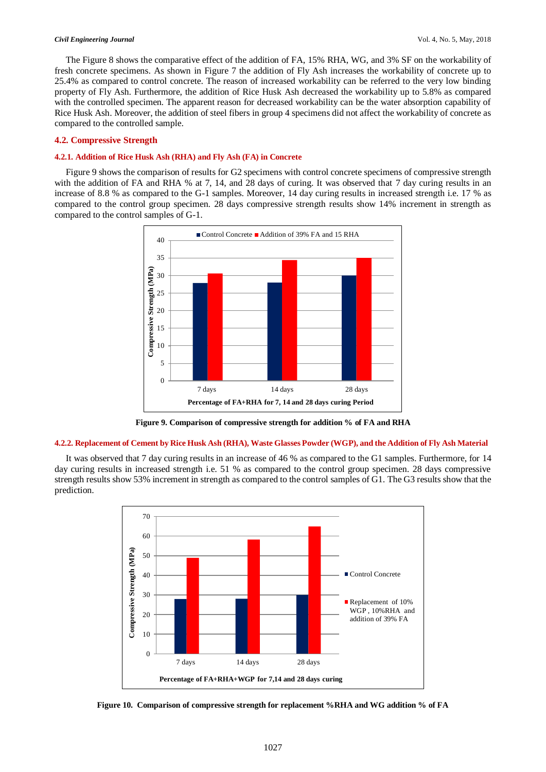The Figure 8 shows the comparative effect of the addition of FA, 15% RHA, WG, and 3% SF on the workability of fresh concrete specimens. As shown in Figure 7 the addition of Fly Ash increases the workability of concrete up to 25.4% as compared to control concrete. The reason of increased workability can be referred to the very low binding property of Fly Ash. Furthermore, the addition of Rice Husk Ash decreased the workability up to 5.8% as compared with the controlled specimen. The apparent reason for decreased workability can be the water absorption capability of Rice Husk Ash. Moreover, the addition of steel fibers in group 4 specimens did not affect the workability of concrete as compared to the controlled sample.

## 4.2. Compressive Strength

### 4.2.1. Addition of Rice Husk Ash (RHA) and Fly Ash (FA) in Concrete

Figure 9 shows the comparison of results for G2 specimens with control concrete specimens of compressive strength with the addition of FA and RHA % at 7, 14, and 28 days of curing. It was observed that 7 day curing results in an increase of 8.8 % as compared to the G-1 samples. Moreover, 14 day curing results in increased strength i.e. 17 % as compared to the control group specimen. 28 days compressive strength results show 14% increment in strength as compared to the control samples of G-1.

**Figure 9. Comparison of compressive strength for addition % of FA and RHA**

### 4.2.2. Replacement of Cement by Rice Husk Ash (RHA), Waste Glasses Powder (WGP), and the Addition of Fly Ash Material

It was observed that 7 day curing results in an increase of 46 % as compared to the G1 samples. Furthermore, for 14 day curing results in increased strength i.e. 51 % as compared to the control group specimen. 28 days compressive strength results show 53% increment in strength as compared to the control samples of G1. The G3 results show that the prediction.

**Figure 10. Comparison of compressive strength for replacement %RHA and WG addition % of FA**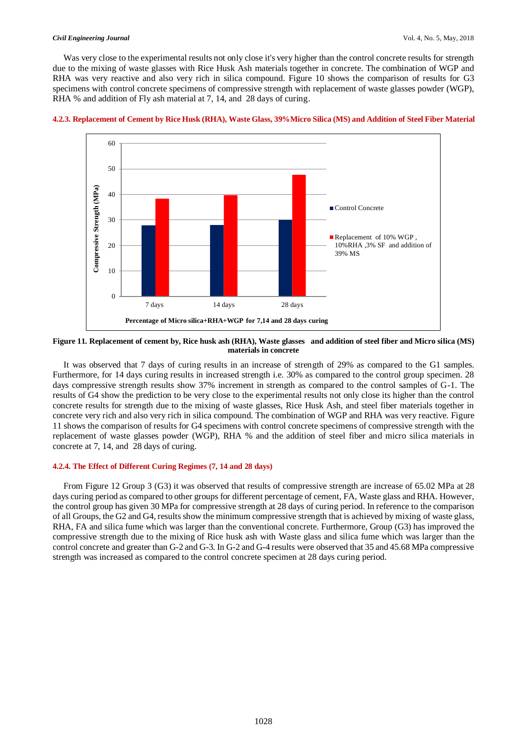Was very close to the experimental results not only close it's very higher than the control concrete results for strength due to the mixing of waste glasses with Rice Husk Ash materials together in concrete. The combination of WGP and RHA was very reactive and also very rich in silica compound. Figure 10 shows the comparison of results for G3 specimens with control concrete specimens of compressive strength with replacement of waste glasses powder (WGP), RHA % and addition of Fly ash material at 7, 14, and 28 days of curing.

#### 4.2.3. Replacement of Cement by Rice Husk (RHA), Waste Glass, 39% Micro Silica (MS) and Addition of Steel Fiber Material

**Figure 11. Replacement of cement by, Rice husk ash (RHA), Waste glasses and addition of steel fiber and Micro silica (MS) materials in concrete**

It was observed that 7 days of curing results in an increase of strength of 29% as compared to the G1 samples. Furthermore, for 14 days curing results in increased strength i.e. 30% as compared to the control group specimen. 28 days compressive strength results show 37% increment in strength as compared to the control samples of G-1. The results of G4 show the prediction to be very close to the experimental results not only close its higher than the control concrete results for strength due to the mixing of waste glasses, Rice Husk Ash, and steel fiber materials together in concrete very rich and also very rich in silica compound. The combination of WGP and RHA was very reactive. Figure 11 shows the comparison of results for G4 specimens with control concrete specimens of compressive strength with the replacement of waste glasses powder (WGP), RHA % and the addition of steel fiber and micro silica materials in concrete at 7, 14, and 28 days of curing.

#### 4.2.4. The Effect of Different Curing Regimes (7, 14 and 28 days)

From Figure 12 Group 3 (G3) it was observed that results of compressive strength are increase of 65.02 MPa at 28 days curing period as compared to other groups for different percentage of cement, FA, Waste glass and RHA. However, the control group has given 30 MPa for compressive strength at 28 days of curing period. In reference to the comparison of all Groups, the G2 and G4, results show the minimum compressive strength that is achieved by mixing of waste glass, RHA, FA and silica fume which was larger than the conventional concrete. Furthermore, Group (G3) has improved the compressive strength due to the mixing of Rice husk ash with Waste glass and silica fume which was larger than the control concrete and greater than G-2 and G-3. In G-2 and G-4 results were observed that 35 and 45.68 MPa compressive strength was increased as compared to the control concrete specimen at 28 days curing period.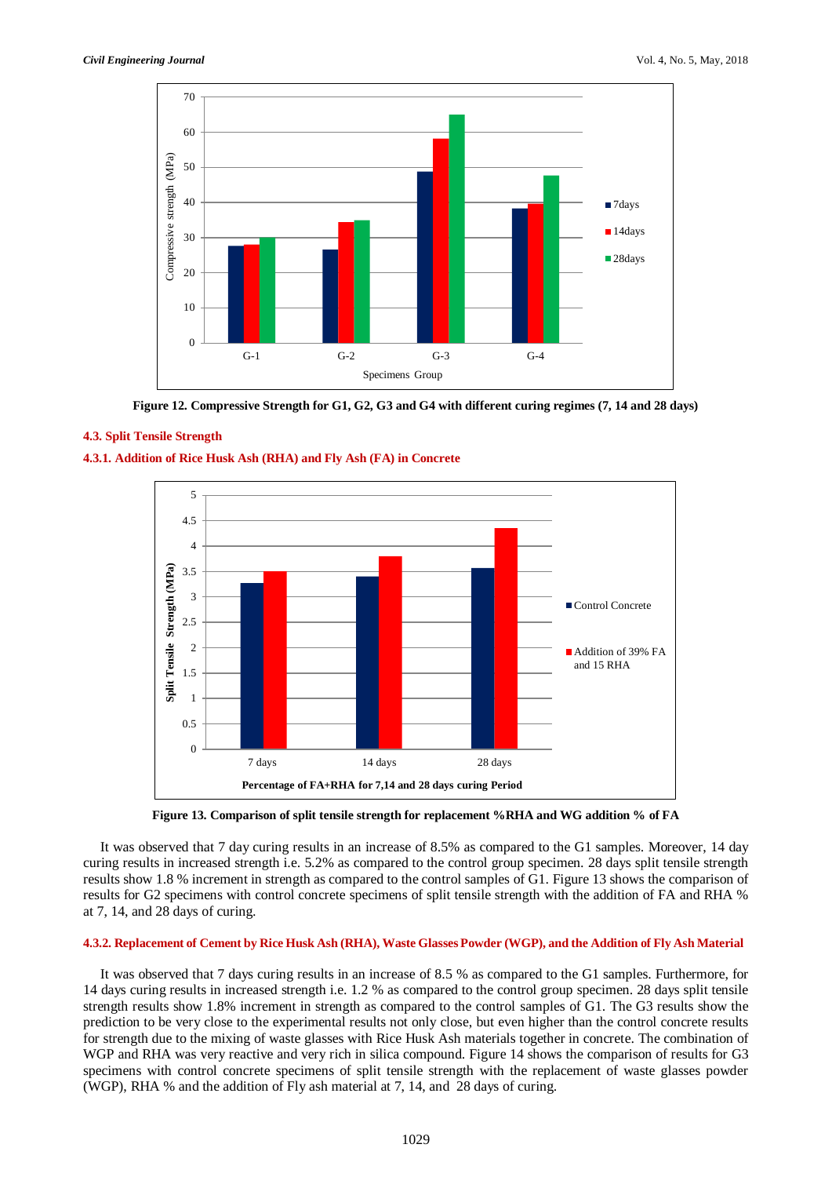Figure 12. Compressive Strength for G1, G2, G3 and G4 with different curing regimes (7, 14 and 28 days)

### 4.3. Split Tensile Strength

#### 4.3.1. Addition of Rice Husk Ash (RHA) and Fly Ash (FA) in Concrete

Figure 13. Comparison of split tensile strength for replacement %RHA and WG addition % of FA

It was observed that 7 day curing results in an increase of 8.5% as compared to the G1 samples. Moreover, 14 day curing results in increased strength i.e. 5.2% as compared to the control group specimen. 28 days split tensile strength results show 1.8 % increment in strength as compared to the control samples of G1. Figure 13 shows the comparison of results for G2 specimens with control concrete specimens of split tensile strength with the addition of FA and RHA % at 7, 14, and 28 days of curing.

#### 4.3.2. Replacement of Cement by Rice Husk Ash (RHA), Waste Glasses Powder (WGP), and the Addition of Fly Ash Material

It was observed that 7 days curing results in an increase of 8.5 % as compared to the G1 samples. Furthermore, for 14 days curing results in increased strength i.e. 1.2 % as compared to the control group specimen. 28 days split tensile strength results show 1.8% increment in strength as compared to the control samples of G1. The G3 results show the prediction to be very close to the experimental results not only close, but even higher than the control concrete results for strength due to the mixing of waste glasses with Rice Husk Ash materials together in concrete. The combination of WGP and RHA was very reactive and very rich in silica compound. Figure 14 shows the comparison of results for G3 specimens with control concrete specimens of split tensile strength with the replacement of waste glasses powder (WGP), RHA % and the addition of Fly ash material at 7, 14, and 28 days of curing.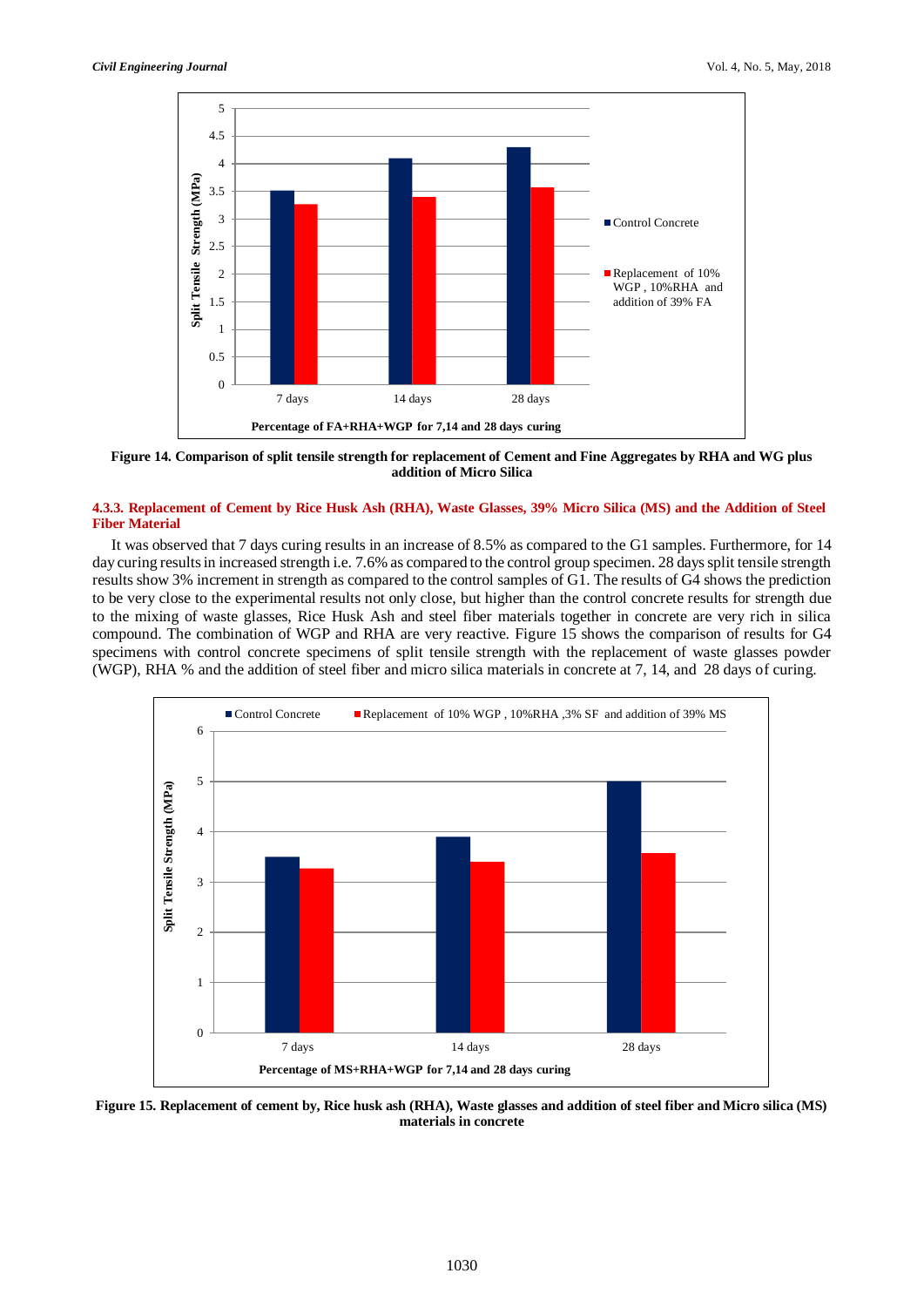Figure 14. Comparison of split tensile strength for replacement of Cement and Fine Aggregates by RHA and WG plus addition of Micro Silica

#### 4.3.3. Replacement of Cement by Rice Husk Ash (RHA), Waste Glasses, 39% Micro Silica (MS) and the Addition of Steel Fiber Material

It was observed that 7 days curing results in an increase of 8.5% as compared to the G1 samples. Furthermore, for 14 day curing results in increased strength i.e. 7.6% as compared to the control group specimen. 28 days split tensile strength results show 3% increment in strength as compared to the control samples of G1. The results of G4 shows the prediction to be very close to the experimental results not only close, but higher than the control concrete results for strength due to the mixing of waste glasses, Rice Husk Ash and steel fiber materials together in concrete are very rich in silica compound. The combination of WGP and RHA are very reactive. Figure 15 shows the comparison of results for G4 specimens with control concrete specimens of split tensile strength with the replacement of waste glasses powder (WGP), RHA % and the addition of steel fiber and micro silica materials in concrete at 7, 14, and 28 days of curing.

Figure 15. Replacement of cement by, Rice husk ash (RHA), Waste glasses and addition of steel fiber and Micro silica (MS) materials in concrete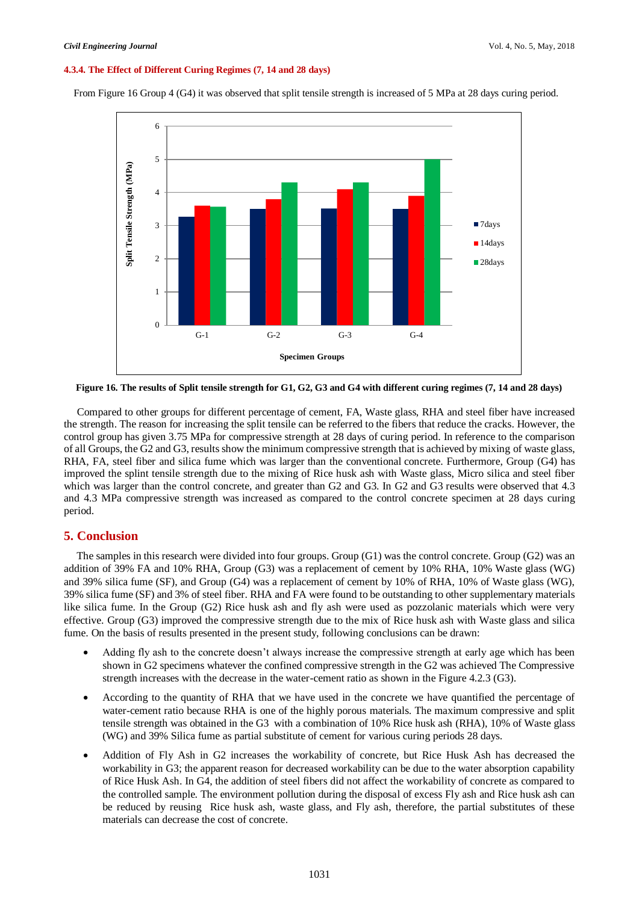#### 4.3.4. The Effect of Different Curing Regimes (7, 14 and 28 days)

From Figure 16 Group 4 (G4) it was observed that split tensile strength is increased of 5 MPa at 28 days curing period.

**Figure 16. The results of Split tensile strength for G1, G2, G3 and G4 with different curing regimes (7, 14 and 28 days)**

Compared to other groups for different percentage of cement, FA, Waste glass, RHA and steel fiber have increased the strength. The reason for increasing the split tensile can be referred to the fibers that reduce the cracks. However, the control group has given 3.75 MPa for compressive strength at 28 days of curing period. In reference to the comparison of all Groups, the G2 and G3, results show the minimum compressive strength that is achieved by mixing of waste glass, RHA, FA, steel fiber and silica fume which was larger than the conventional concrete. Furthermore, Group (G4) has improved the splint tensile strength due to the mixing of Rice husk ash with Waste glass, Micro silica and steel fiber which was larger than the control concrete, and greater than G2 and G3. In G2 and G3 results were observed that 4.3 and 4.3 MPa compressive strength was increased as compared to the control concrete specimen at 28 days curing period.

## 5. Conclusion

The samples in this research were divided into four groups. Group (G1) was the control concrete. Group (G2) was an addition of 39% FA and 10% RHA, Group (G3) was a replacement of cement by 10% RHA, 10% Waste glass (WG) and 39% silica fume (SF), and Group (G4) was a replacement of cement by 10% of RHA, 10% of Waste glass (WG), 39% silica fume (SF) and 3% of steel fiber. RHA and FA were found to be outstanding to other supplementary materials like silica fume. In the Group (G2) Rice husk ash and fly ash were used as pozzolanic materials which were very effective. Group (G3) improved the compressive strength due to the mix of Rice husk ash with Waste glass and silica fume. On the basis of results presented in the present study, following conclusions can be drawn:

- Adding fly ash to the concrete doesn't always increase the compressive strength at early age which has been shown in G2 specimens whatever the confined compressive strength in the G2 was achieved The Compressive strength increases with the decrease in the water-cement ratio as shown in the Figure 4.2.3 (G3).
- According to the quantity of RHA that we have used in the concrete we have quantified the percentage of water-cement ratio because RHA is one of the highly porous materials. The maximum compressive and split tensile strength was obtained in the G3 with a combination of 10% Rice husk ash (RHA), 10% of Waste glass (WG) and 39% Silica fume as partial substitute of cement for various curing periods 28 days.
- Addition of Fly Ash in G2 increases the workability of concrete, but Rice Husk Ash has decreased the workability in G3; the apparent reason for decreased workability can be due to the water absorption capability of Rice Husk Ash. In G4, the addition of steel fibers did not affect the workability of concrete as compared to the controlled sample. The environment pollution during the disposal of excess Fly ash and Rice husk ash can be reduced by reusing Rice husk ash, waste glass, and Fly ash, therefore, the partial substitutes of these materials can decrease the cost of concrete.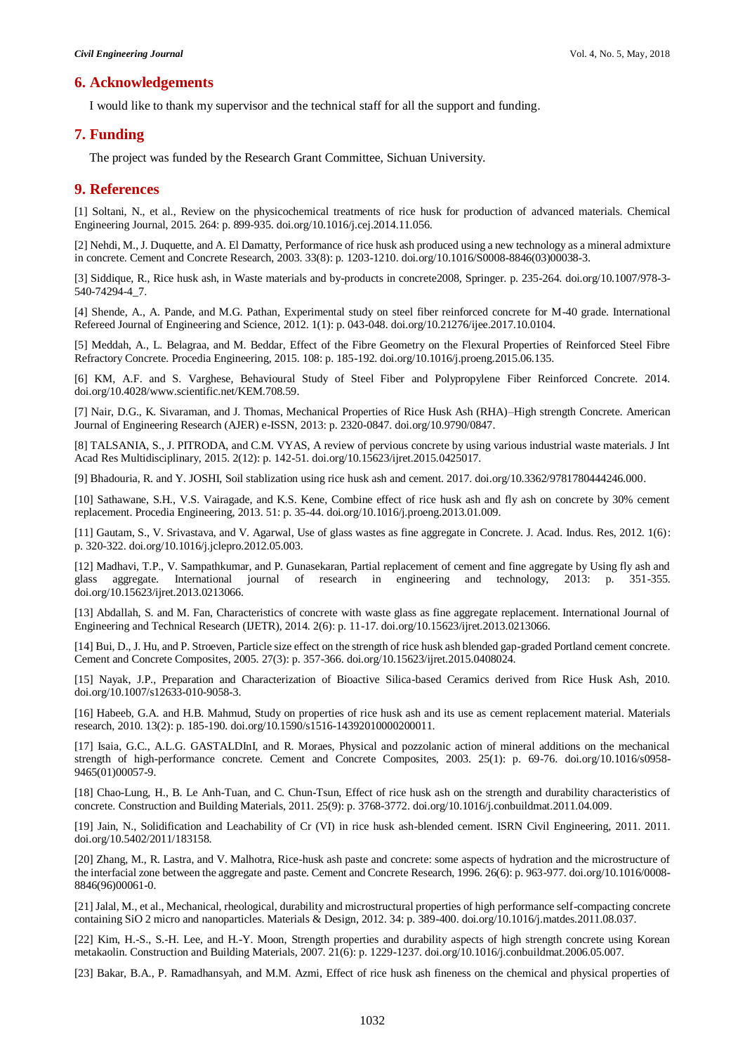## 6. Acknowledgements

I would like to thank my supervisor and the technical staff for all the support and funding.

## 7. Funding

The project was funded by the Research Grant Committee, Sichuan University.

## 9. References

[1] Soltani, N., et al., Review on the physicochemical treatments of rice husk for production of advanced materials. Chemical Engineering Journal, 2015. 264: p. 899-935. doi.org/10.1016/j.cej.2014.11.056.

[2] Nehdi, M., J. Duquette, and A. El Damatty, Performance of rice husk ash produced using a new technology as a mineral admixture in concrete. Cement and Concrete Research, 2003. 33(8): p. 1203-1210. doi.org/10.1016/S0008-8846(03)00038-3.

[3] Siddique, R., Rice husk ash, in Waste materials and by-products in concrete2008, Springer. p. 235-264. doi.org/10.1007/978-3-540-74294-4_7.

[4] Shende, A., A. Pande, and M.G. Pathan, Experimental study on steel fiber reinforced concrete for M-40 grade. International Refereed Journal of Engineering and Science, 2012. 1(1): p. 043-048. doi.org/10.21276/ijee.2017.10.0104.

[5] Meddah, A., L. Belagraa, and M. Beddar, Effect of the Fibre Geometry on the Flexural Properties of Reinforced Steel Fibre Refractory Concrete. Procedia Engineering, 2015. 108: p. 185-192. doi.org/10.1016/j.proeng.2015.06.135.

[6] KM, A.F. and S. Varghese, Behavioural Study of Steel Fiber and Polypropylene Fiber Reinforced Concrete. 2014. doi.org/10.4028/www.scientific.net/KEM.708.59.

[7] Nair, D.G., K. Sivaraman, and J. Thomas, Mechanical Properties of Rice Husk Ash (RHA)–High strength Concrete. American Journal of Engineering Research (AJER) e-ISSN, 2013: p. 2320-0847. doi.org/10.9790/0847.

[8] TALSANIA, S., J. PITRODA, and C.M. VYAS, A review of pervious concrete by using various industrial waste materials. J Int Acad Res Multidisciplinary, 2015. 2(12): p. 142-51. doi.org/10.15623/ijret.2015.0425017.

[9] Bhadouria, R. and Y. JOSHI, Soil stablization using rice husk ash and cement. 2017. doi.org/10.3362/9781780444246.000.

[10] Sathawane, S.H., V.S. Vairagade, and K.S. Kene, Combine effect of rice husk ash and fly ash on concrete by 30% cement replacement. Procedia Engineering, 2013. 51: p. 35-44. doi.org/10.1016/j.proeng.2013.01.009.

[11] Gautam, S., V. Srivastava, and V. Agarwal, Use of glass wastes as fine aggregate in Concrete. J. Acad. Indus. Res, 2012. 1(6): p. 320-322. doi.org/10.1016/j.jclepro.2012.05.003.

[12] Madhavi, T.P., V. Sampathkumar, and P. Gunasekaran, Partial replacement of cement and fine aggregate by Using fly ash and glass aggregate. International journal of research in engineering and technology, 2013: p. 351-355. doi.org/10.15623/ijret.2013.0213066.

[13] Abdallah, S. and M. Fan, Characteristics of concrete with waste glass as fine aggregate replacement. International Journal of Engineering and Technical Research (IJETR), 2014. 2(6): p. 11-17. doi.org/10.15623/ijret.2013.0213066.

[14] Bui, D., J. Hu, and P. Stroeven, Particle size effect on the strength of rice husk ash blended gap-graded Portland cement concrete. Cement and Concrete Composites, 2005. 27(3): p. 357-366. doi.org/10.15623/ijret.2015.0408024.

[15] Nayak, J.P., Preparation and Characterization of Bioactive Silica-based Ceramics derived from Rice Husk Ash, 2010. doi.org/10.1007/s12633-010-9058-3.

[16] Habeeb, G.A. and H.B. Mahmud, Study on properties of rice husk ash and its use as cement replacement material. Materials research, 2010. 13(2): p. 185-190. doi.org/10.1590/s1516-14392010000200011.

[17] Isaia, G.C., A.L.G. GASTALDInI, and R. Moraes, Physical and pozzolanic action of mineral additions on the mechanical strength of high-performance concrete. Cement and Concrete Composites, 2003. 25(1): p. 69-76. doi.org/10.1016/s0958-9465(01)00057-9.

[18] Chao-Lung, H., B. Le Anh-Tuan, and C. Chun-Tsun, Effect of rice husk ash on the strength and durability characteristics of concrete. Construction and Building Materials, 2011. 25(9): p. 3768-3772. doi.org/10.1016/j.conbuildmat.2011.04.009.

[19] Jain, N., Solidification and Leachability of Cr (VI) in rice husk ash-blended cement. ISRN Civil Engineering, 2011. 2011. doi.org/10.5402/2011/183158.

[20] Zhang, M., R. Lastra, and V. Malhotra, Rice-husk ash paste and concrete: some aspects of hydration and the microstructure of the interfacial zone between the aggregate and paste. Cement and Concrete Research, 1996. 26(6): p. 963-977. doi.org/10.1016/0008-8846(96)00061-0.

[21] Jalal, M., et al., Mechanical, rheological, durability and microstructural properties of high performance self-compacting concrete containing SiO 2 micro and nanoparticles. Materials & Design, 2012. 34: p. 389-400. doi.org/10.1016/j.matdes.2011.08.037.

[22] Kim, H.-S., S.-H. Lee, and H.-Y. Moon, Strength properties and durability aspects of high strength concrete using Korean metakaolin. Construction and Building Materials, 2007. 21(6): p. 1229-1237. doi.org/10.1016/j.conbuildmat.2006.05.007.

[23] Bakar, B.A., P. Ramadhansyah, and M.M. Azmi, Effect of rice husk ash fineness on the chemical and physical properties of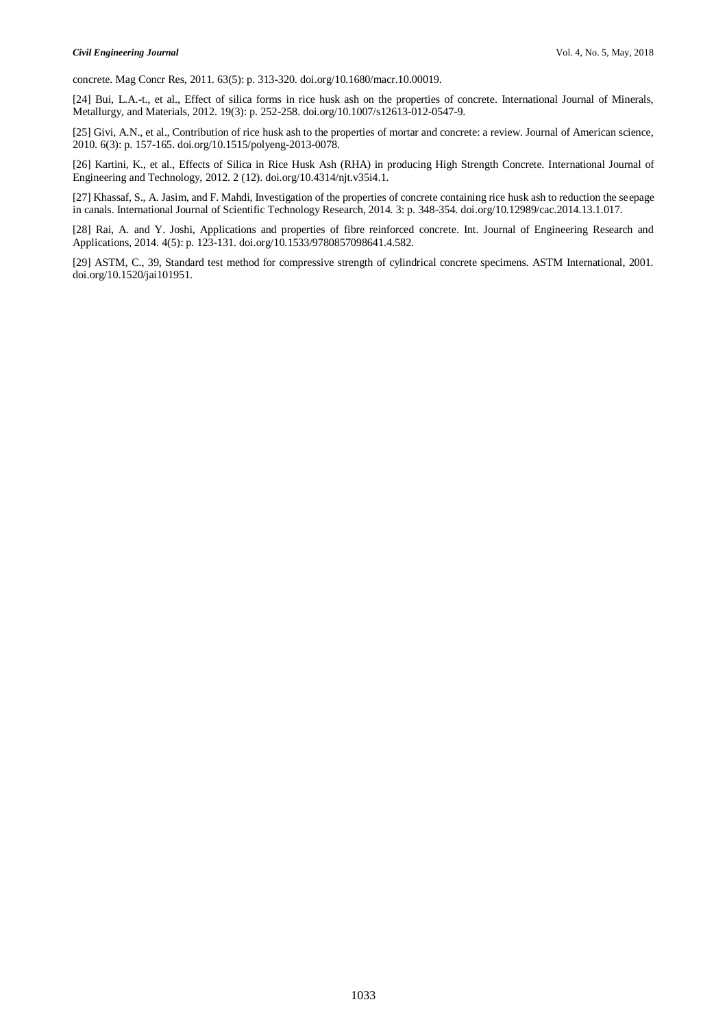concrete. Mag Concr Res, 2011. 63(5): p. 313-320. doi.org/10.1680/macr.10.00019.

[24] Bui, L.A.-t., et al., Effect of silica forms in rice husk ash on the properties of concrete. International Journal of Minerals, Metallurgy, and Materials, 2012. 19(3): p. 252-258. doi.org/10.1007/s12613-012-0547-9.

[25] Givi, A.N., et al., Contribution of rice husk ash to the properties of mortar and concrete: a review. Journal of American science, 2010. 6(3): p. 157-165. doi.org/10.1515/polyeng-2013-0078.

[26] Kartini, K., et al., Effects of Silica in Rice Husk Ash (RHA) in producing High Strength Concrete. International Journal of Engineering and Technology, 2012. 2 (12). doi.org/10.4314/njt.v35i4.1.

[27] Khassaf, S., A. Jasim, and F. Mahdi, Investigation of the properties of concrete containing rice husk ash to reduction the seepage in canals. International Journal of Scientific Technology Research, 2014. 3: p. 348-354. doi.org/10.12989/cac.2014.13.1.017.

[28] Rai, A. and Y. Joshi, Applications and properties of fibre reinforced concrete. Int. Journal of Engineering Research and Applications, 2014. 4(5): p. 123-131. doi.org/10.1533/9780857098641.4.582.

[29] ASTM, C., 39, Standard test method for compressive strength of cylindrical concrete specimens. ASTM International, 2001. doi.org/10.1520/jai101951.